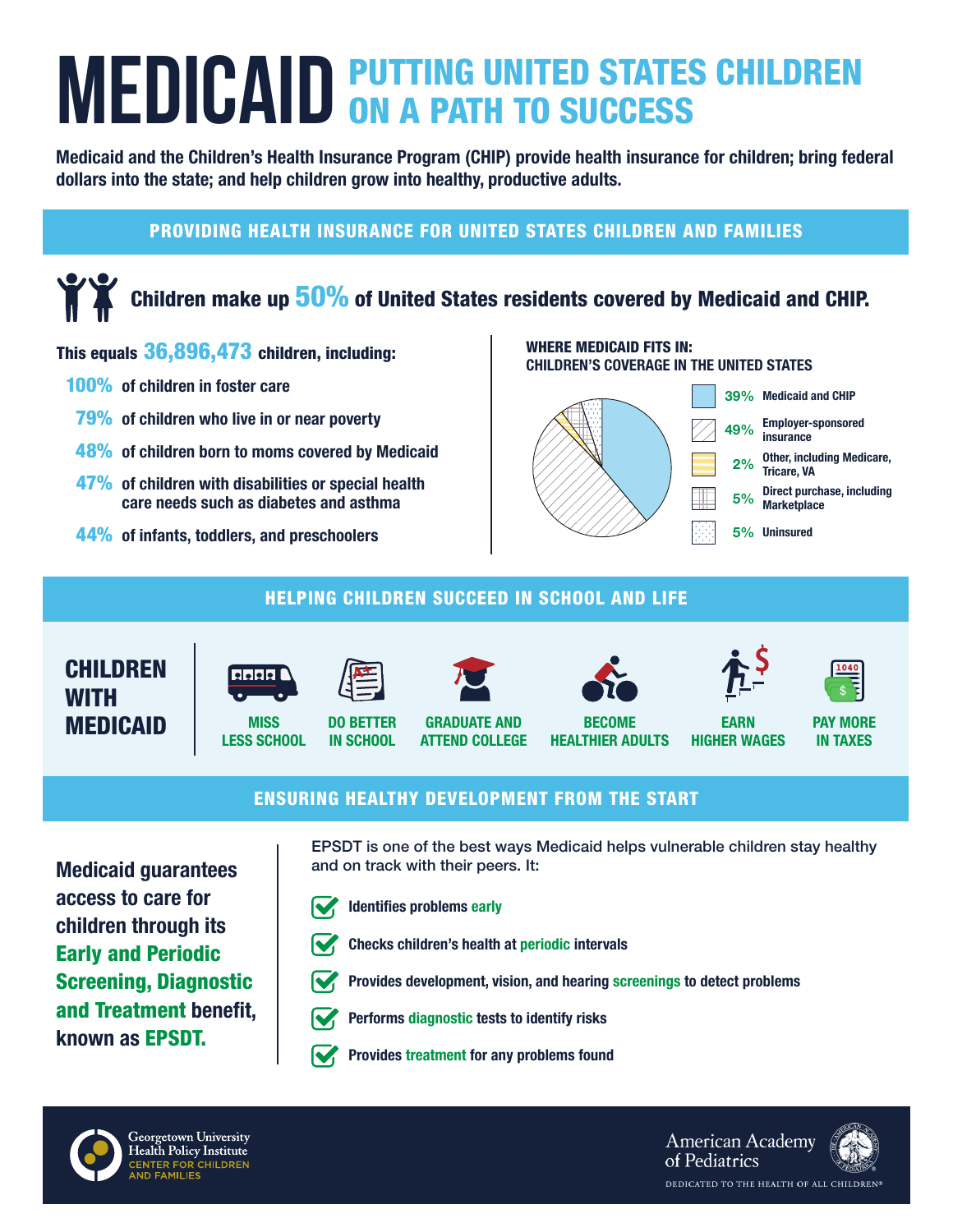# MEDICAID PUTTING UNITED STATES CHILDREN ON A PATH TO SUCCESS

**Medicaid and the Children's Health Insurance Program (CHIP) provide health insurance for children; bring federal dollars into the state; and help children grow into healthy, productive adults.**

## PROVIDING HEALTH INSURANCE FOR UNITED STATES CHILDREN AND FAMILIES

### Children make up 50% of United States residents covered by Medicaid and CHIP.

**This equals 36,896,473 children, including:**

- **100%** of children in foster care
- **79%** of children who live in or near poverty
- **48%** of children born to moms covered by Medicaid
- **47%** of children with disabilities or special health care needs such as diabetes and asthma
- **44%** of infants, toddlers, and preschoolers

**WHERE MEDICAID FITS IN: CHILDREN'S COVERAGE IN THE UNITED STATES**

| Coverage | Percent |
| --- | --- |
| Medicaid and CHIP | 39% |
| Employer-sponsored insurance | 49% |
| Other, including Medicare, Tricare, VA | 2% |
| Direct purchase, including Marketplace | 5% |
| Uninsured | 5% |

## HELPING CHILDREN SUCCEED IN SCHOOL AND LIFE

**CHILDREN WITH MEDICAID**

- MISS LESS SCHOOL
- DO BETTER IN SCHOOL
- GRADUATE AND ATTEND COLLEGE
- BECOME HEALTHIER ADULTS
- EARN HIGHER WAGES
- PAY MORE IN TAXES

## ENSURING HEALTHY DEVELOPMENT FROM THE START

**Medicaid guarantees access to care for children through its Early and Periodic Screening, Diagnostic and Treatment benefit, known as EPSDT.**

EPSDT is one of the best ways Medicaid helps vulnerable children stay healthy and on track with their peers. It:

- **Identifies problems early**
- **Checks children's health at periodic intervals**
- **Provides development, vision, and hearing screenings to detect problems**
- **Performs diagnostic tests to identify risks**
- **Provides treatment for any problems found**

Georgetown University Health Policy Institute
CENTER FOR CHILDREN AND FAMILIES

American Academy of Pediatrics
DEDICATED TO THE HEALTH OF ALL CHILDREN®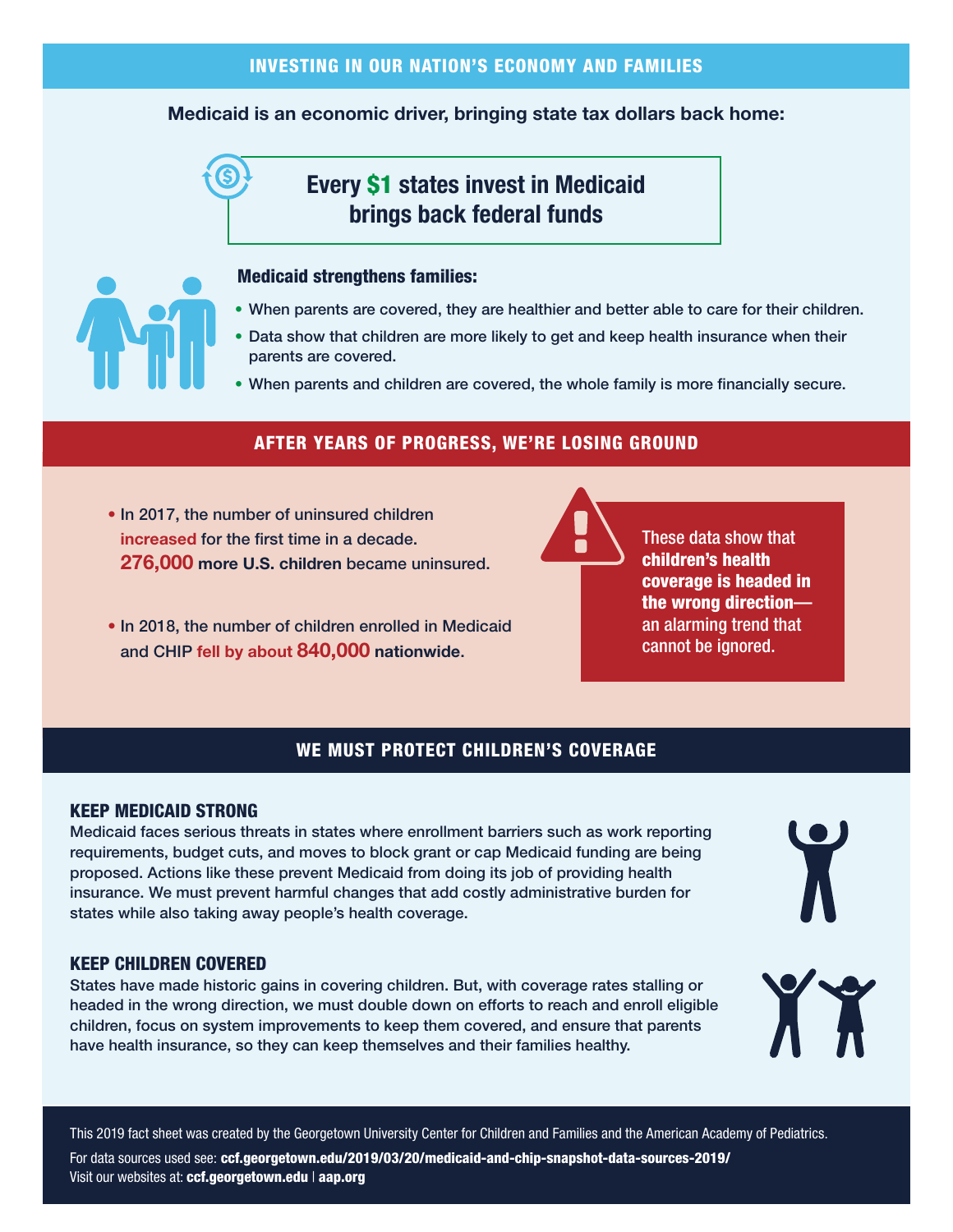## INVESTING IN OUR NATION'S ECONOMY AND FAMILIES

**Medicaid is an economic driver, bringing state tax dollars back home:**

**Every $1 states invest in Medicaid brings back federal funds**

### Medicaid strengthens families:

- When parents are covered, they are healthier and better able to care for their children.
- Data show that children are more likely to get and keep health insurance when their parents are covered.
- When parents and children are covered, the whole family is more financially secure.

## AFTER YEARS OF PROGRESS, WE'RE LOSING GROUND

- In 2017, the number of uninsured children **increased** for the first time in a decade. **276,000 more U.S. children** became uninsured.
- In 2018, the number of children enrolled in Medicaid and CHIP **fell by about 840,000 nationwide.**

These data show that **children's health coverage is headed in the wrong direction**—an alarming trend that cannot be ignored.

## WE MUST PROTECT CHILDREN'S COVERAGE

### KEEP MEDICAID STRONG

Medicaid faces serious threats in states where enrollment barriers such as work reporting requirements, budget cuts, and moves to block grant or cap Medicaid funding are being proposed. Actions like these prevent Medicaid from doing its job of providing health insurance. We must prevent harmful changes that add costly administrative burden for states while also taking away people's health coverage.

### KEEP CHILDREN COVERED

States have made historic gains in covering children. But, with coverage rates stalling or headed in the wrong direction, we must double down on efforts to reach and enroll eligible children, focus on system improvements to keep them covered, and ensure that parents have health insurance, so they can keep themselves and their families healthy.

This 2019 fact sheet was created by the Georgetown University Center for Children and Families and the American Academy of Pediatrics.

For data sources used see: **ccf.georgetown.edu/2019/03/20/medicaid-and-chip-snapshot-data-sources-2019/**

Visit our websites at: **ccf.georgetown.edu** | **aap.org**